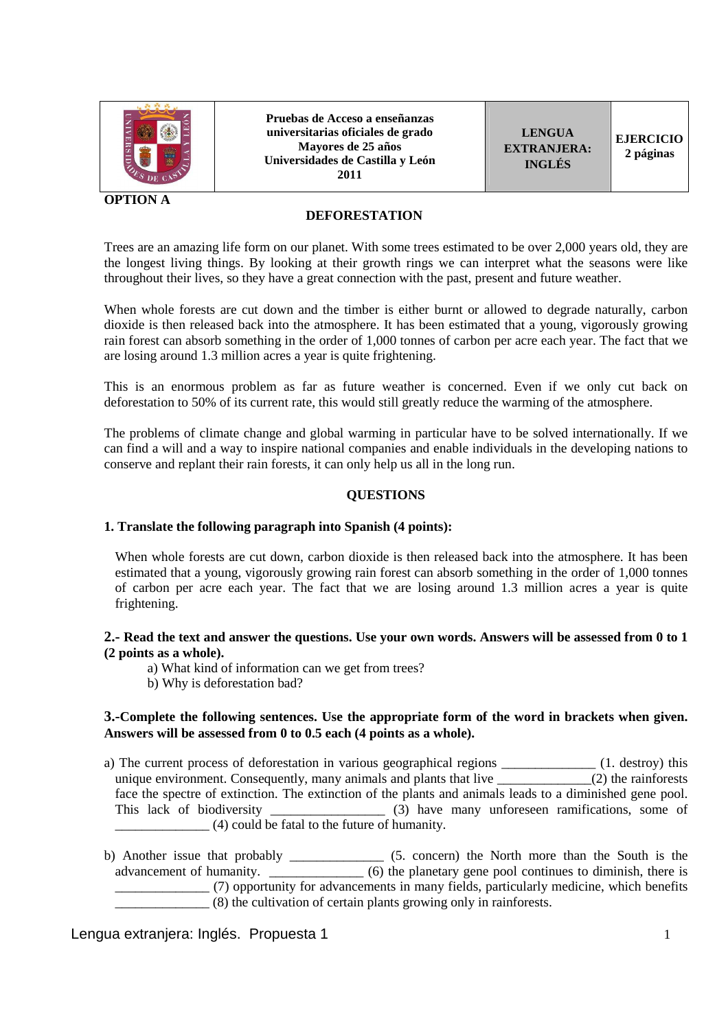| | Pruebas de Acceso a enseñanzas universitarias oficiales de grado Mayores de 25 años Universidades de Castilla y León 2011 | LENGUA EXTRANJERA: INGLÉS | EJERCICIO 2 páginas |
|---|---|---|---|

**OPTION A**

## DEFORESTATION

Trees are an amazing life form on our planet. With some trees estimated to be over 2,000 years old, they are the longest living things. By looking at their growth rings we can interpret what the seasons were like throughout their lives, so they have a great connection with the past, present and future weather.

When whole forests are cut down and the timber is either burnt or allowed to degrade naturally, carbon dioxide is then released back into the atmosphere. It has been estimated that a young, vigorously growing rain forest can absorb something in the order of 1,000 tonnes of carbon per acre each year. The fact that we are losing around 1.3 million acres a year is quite frightening.

This is an enormous problem as far as future weather is concerned. Even if we only cut back on deforestation to 50% of its current rate, this would still greatly reduce the warming of the atmosphere.

The problems of climate change and global warming in particular have to be solved internationally. If we can find a will and a way to inspire national companies and enable individuals in the developing nations to conserve and replant their rain forests, it can only help us all in the long run.

## QUESTIONS

**1. Translate the following paragraph into Spanish (4 points):**

When whole forests are cut down, carbon dioxide is then released back into the atmosphere. It has been estimated that a young, vigorously growing rain forest can absorb something in the order of 1,000 tonnes of carbon per acre each year. The fact that we are losing around 1.3 million acres a year is quite frightening.

**2.- Read the text and answer the questions. Use your own words. Answers will be assessed from 0 to 1 (2 points as a whole).**

a) What kind of information can we get from trees?
b) Why is deforestation bad?

**3.-Complete the following sentences. Use the appropriate form of the word in brackets when given. Answers will be assessed from 0 to 0.5 each (4 points as a whole).**

a) The current process of deforestation in various geographical regions ______________ (1. destroy) this unique environment. Consequently, many animals and plants that live ______________(2) the rainforests face the spectre of extinction. The extinction of the plants and animals leads to a diminished gene pool. This lack of biodiversity _________________ (3) have many unforeseen ramifications, some of ______________ (4) could be fatal to the future of humanity.

b) Another issue that probably ______________ (5. concern) the North more than the South is the advancement of humanity. ______________ (6) the planetary gene pool continues to diminish, there is ______________ (7) opportunity for advancements in many fields, particularly medicine, which benefits ______________ (8) the cultivation of certain plants growing only in rainforests.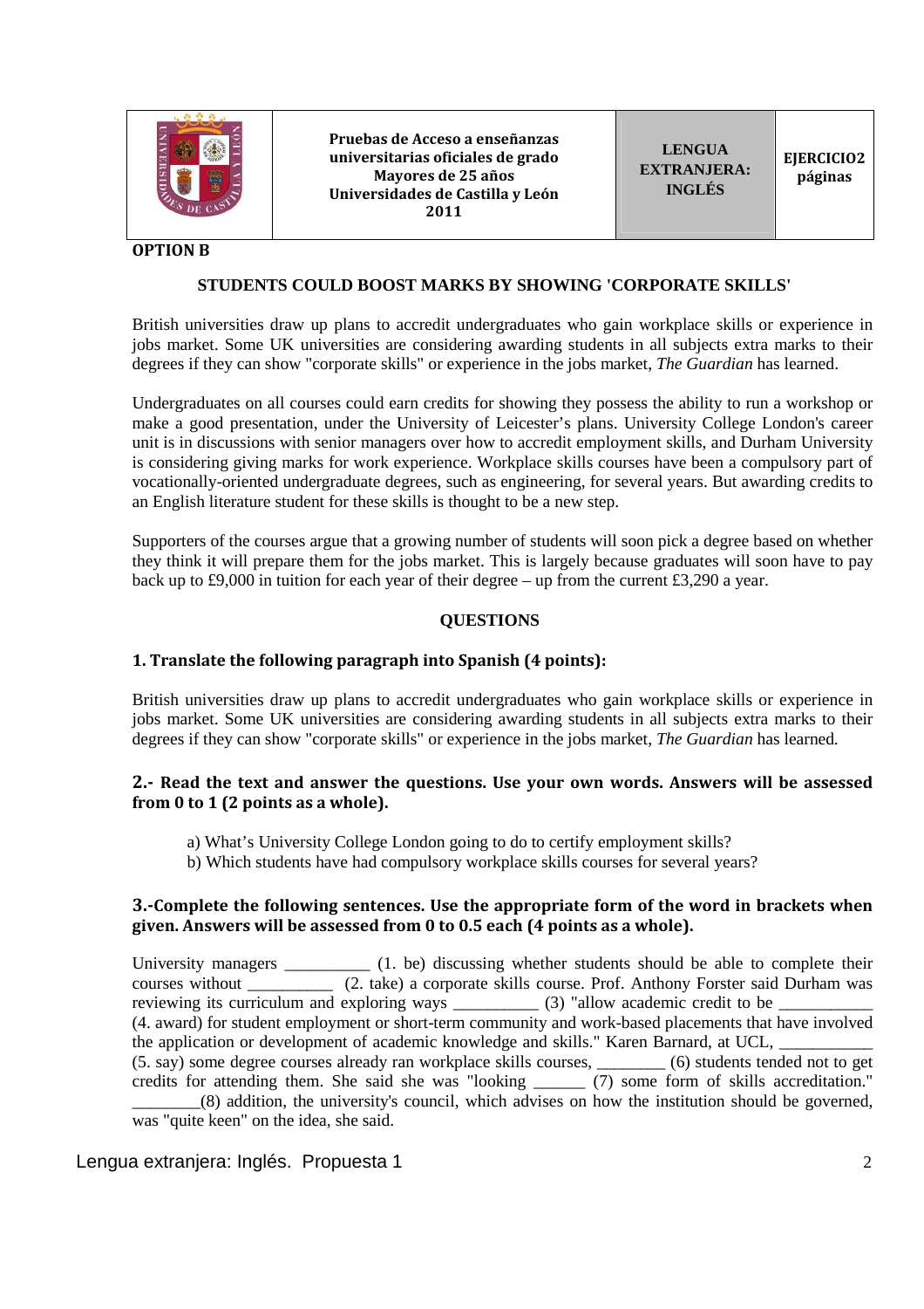| | Pruebas de Acceso a enseñanzas universitarias oficiales de grado Mayores de 25 años Universidades de Castilla y León 2011 | LENGUA EXTRANJERA: INGLÉS | EJERCICIO2 páginas |
|---|---|---|---|

**OPTION B**

## STUDENTS COULD BOOST MARKS BY SHOWING 'CORPORATE SKILLS'

British universities draw up plans to accredit undergraduates who gain workplace skills or experience in jobs market. Some UK universities are considering awarding students in all subjects extra marks to their degrees if they can show "corporate skills" or experience in the jobs market, *The Guardian* has learned.

Undergraduates on all courses could earn credits for showing they possess the ability to run a workshop or make a good presentation, under the University of Leicester's plans. University College London's career unit is in discussions with senior managers over how to accredit employment skills, and Durham University is considering giving marks for work experience. Workplace skills courses have been a compulsory part of vocationally-oriented undergraduate degrees, such as engineering, for several years. But awarding credits to an English literature student for these skills is thought to be a new step.

Supporters of the courses argue that a growing number of students will soon pick a degree based on whether they think it will prepare them for the jobs market. This is largely because graduates will soon have to pay back up to £9,000 in tuition for each year of their degree – up from the current £3,290 a year.

## QUESTIONS

**1. Translate the following paragraph into Spanish (4 points):**

British universities draw up plans to accredit undergraduates who gain workplace skills or experience in jobs market. Some UK universities are considering awarding students in all subjects extra marks to their degrees if they can show "corporate skills" or experience in the jobs market, *The Guardian* has learned.

**2.- Read the text and answer the questions. Use your own words. Answers will be assessed from 0 to 1 (2 points as a whole).**

a) What's University College London going to do to certify employment skills?
b) Which students have had compulsory workplace skills courses for several years?

**3.-Complete the following sentences. Use the appropriate form of the word in brackets when given. Answers will be assessed from 0 to 0.5 each (4 points as a whole).**

University managers __________ (1. be) discussing whether students should be able to complete their courses without __________ (2. take) a corporate skills course. Prof. Anthony Forster said Durham was reviewing its curriculum and exploring ways __________ (3) "allow academic credit to be ___________ (4. award) for student employment or short-term community and work-based placements that have involved the application or development of academic knowledge and skills." Karen Barnard, at UCL, ___________ (5. say) some degree courses already ran workplace skills courses, ________ (6) students tended not to get credits for attending them. She said she was "looking ______ (7) some form of skills accreditation." ________(8) addition, the university's council, which advises on how the institution should be governed, was "quite keen" on the idea, she said.

Lengua extranjera: Inglés. Propuesta 1